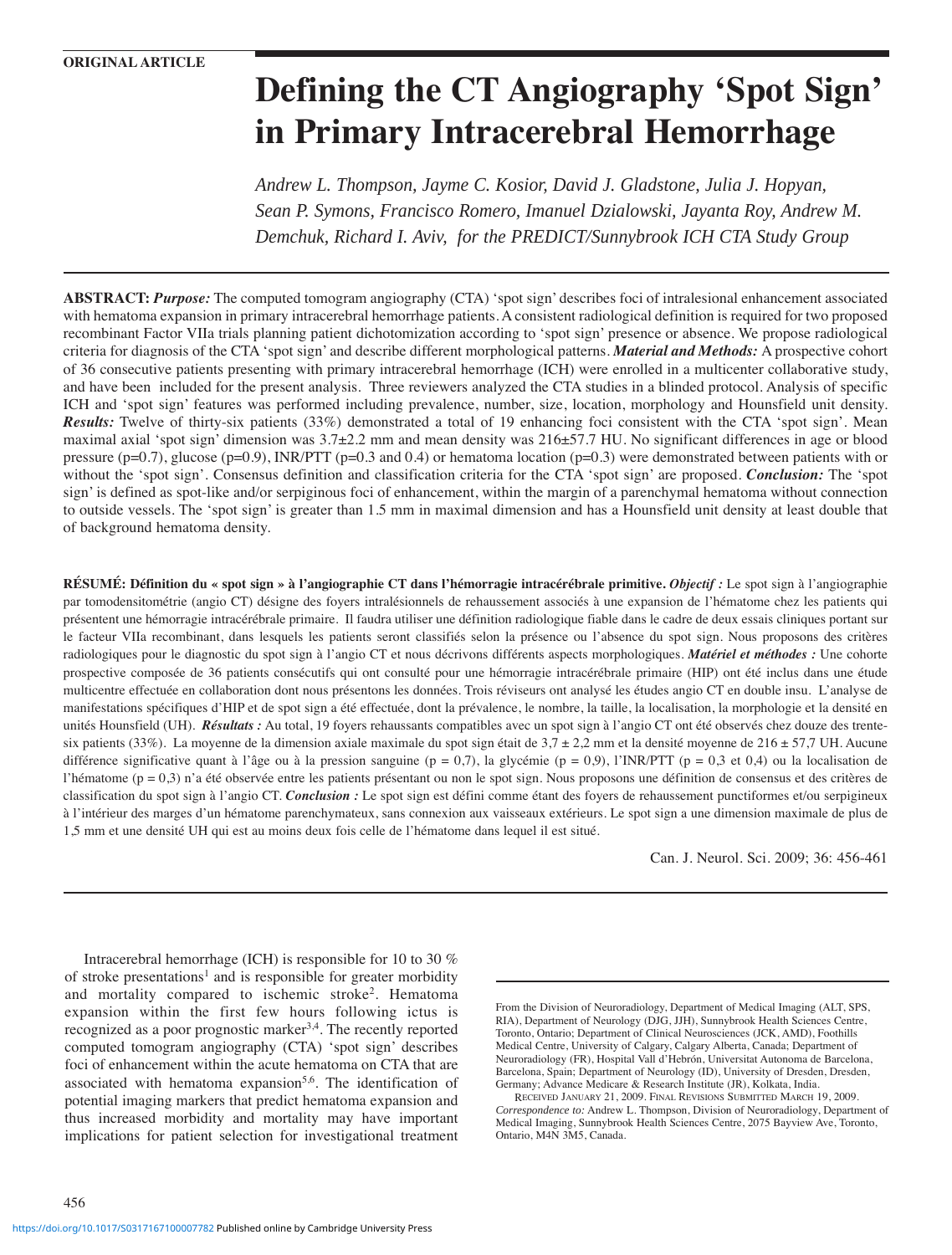ORIGINAL ARTICLE

# Defining the CT Angiography 'Spot Sign' in Primary Intracerebral Hemorrhage

*Andrew L. Thompson, Jayme C. Kosior, David J. Gladstone, Julia J. Hopyan, Sean P. Symons, Francisco Romero, Imanuel Dzialowski, Jayanta Roy, Andrew M. Demchuk, Richard I. Aviv, for the PREDICT/Sunnybrook ICH CTA Study Group*

**ABSTRACT:** ***Purpose:*** The computed tomogram angiography (CTA) 'spot sign' describes foci of intralesional enhancement associated with hematoma expansion in primary intracerebral hemorrhage patients. A consistent radiological definition is required for two proposed recombinant Factor VIIa trials planning patient dichotomization according to 'spot sign' presence or absence. We propose radiological criteria for diagnosis of the CTA 'spot sign' and describe different morphological patterns. ***Material and Methods:*** A prospective cohort of 36 consecutive patients presenting with primary intracerebral hemorrhage (ICH) were enrolled in a multicenter collaborative study, and have been included for the present analysis. Three reviewers analyzed the CTA studies in a blinded protocol. Analysis of specific ICH and 'spot sign' features was performed including prevalence, number, size, location, morphology and Hounsfield unit density. ***Results:*** Twelve of thirty-six patients (33%) demonstrated a total of 19 enhancing foci consistent with the CTA 'spot sign'. Mean maximal axial 'spot sign' dimension was 3.7±2.2 mm and mean density was 216±57.7 HU. No significant differences in age or blood pressure (p=0.7), glucose (p=0.9), INR/PTT (p=0.3 and 0.4) or hematoma location (p=0.3) were demonstrated between patients with or without the 'spot sign'. Consensus definition and classification criteria for the CTA 'spot sign' are proposed. ***Conclusion:*** The 'spot sign' is defined as spot-like and/or serpiginous foci of enhancement, within the margin of a parenchymal hematoma without connection to outside vessels. The 'spot sign' is greater than 1.5 mm in maximal dimension and has a Hounsfield unit density at least double that of background hematoma density.

**RÉSUMÉ: Définition du « spot sign » à l'angiographie CT dans l'hémorragie intracérébrale primitive.** ***Objectif :*** Le spot sign à l'angiographie par tomodensitométrie (angio CT) désigne des foyers intralésionnels de rehaussement associés à une expansion de l'hématome chez les patients qui présentent une hémorragie intracérébrale primaire. Il faudra utiliser une définition radiologique fiable dans le cadre de deux essais cliniques portant sur le facteur VIIa recombinant, dans lesquels les patients seront classifiés selon la présence ou l'absence du spot sign. Nous proposons des critères radiologiques pour le diagnostic du spot sign à l'angio CT et nous décrivons différents aspects morphologiques. ***Matériel et méthodes :*** Une cohorte prospective composée de 36 patients consécutifs qui ont consulté pour une hémorragie intracérébrale primaire (HIP) ont été inclus dans une étude multicentre effectuée en collaboration dont nous présentons les données. Trois réviseurs ont analysé les études angio CT en double insu. L'analyse de manifestations spécifiques d'HIP et de spot sign a été effectuée, dont la prévalence, le nombre, la taille, la localisation, la morphologie et la densité en unités Hounsfield (UH). ***Résultats :*** Au total, 19 foyers rehaussants compatibles avec un spot sign à l'angio CT ont été observés chez douze des trente-six patients (33%). La moyenne de la dimension axiale maximale du spot sign était de 3,7 ± 2,2 mm et la densité moyenne de 216 ± 57,7 UH. Aucune différence significative quant à l'âge ou à la pression sanguine (p = 0,7), la glycémie (p = 0,9), l'INR/PTT (p = 0,3 et 0,4) ou la localisation de l'hématome (p = 0,3) n'a été observée entre les patients présentant ou non le spot sign. Nous proposons une définition de consensus et des critères de classification du spot sign à l'angio CT. ***Conclusion :*** Le spot sign est défini comme étant des foyers de rehaussement punctiformes et/ou serpigineux à l'intérieur des marges d'un hématome parenchymateux, sans connexion aux vaisseaux extérieurs. Le spot sign a une dimension maximale de plus de 1,5 mm et une densité UH qui est au moins deux fois celle de l'hématome dans lequel il est situé.

Can. J. Neurol. Sci. 2009; 36: 456-461

Intracerebral hemorrhage (ICH) is responsible for 10 to 30 % of stroke presentations[1] and is responsible for greater morbidity and mortality compared to ischemic stroke[2]. Hematoma expansion within the first few hours following ictus is recognized as a poor prognostic marker[3,4]. The recently reported computed tomogram angiography (CTA) 'spot sign' describes foci of enhancement within the acute hematoma on CTA that are associated with hematoma expansion[5,6]. The identification of potential imaging markers that predict hematoma expansion and thus increased morbidity and mortality may have important implications for patient selection for investigational treatment

From the Division of Neuroradiology, Department of Medical Imaging (ALT, SPS, RIA), Department of Neurology (DJG, JJH), Sunnybrook Health Sciences Centre, Toronto, Ontario; Department of Clinical Neurosciences (JCK, AMD), Foothills Medical Centre, University of Calgary, Calgary Alberta, Canada; Department of Neuroradiology (FR), Hospital Vall d'Hebrón, Universitat Autonoma de Barcelona, Barcelona, Spain; Department of Neurology (ID), University of Dresden, Dresden, Germany; Advance Medicare & Research Institute (JR), Kolkata, India.

RECEIVED JANUARY 21, 2009. FINAL REVISIONS SUBMITTED MARCH 19, 2009.
*Correspondence to:* Andrew L. Thompson, Division of Neuroradiology, Department of Medical Imaging, Sunnybrook Health Sciences Centre, 2075 Bayview Ave, Toronto, Ontario, M4N 3M5, Canada.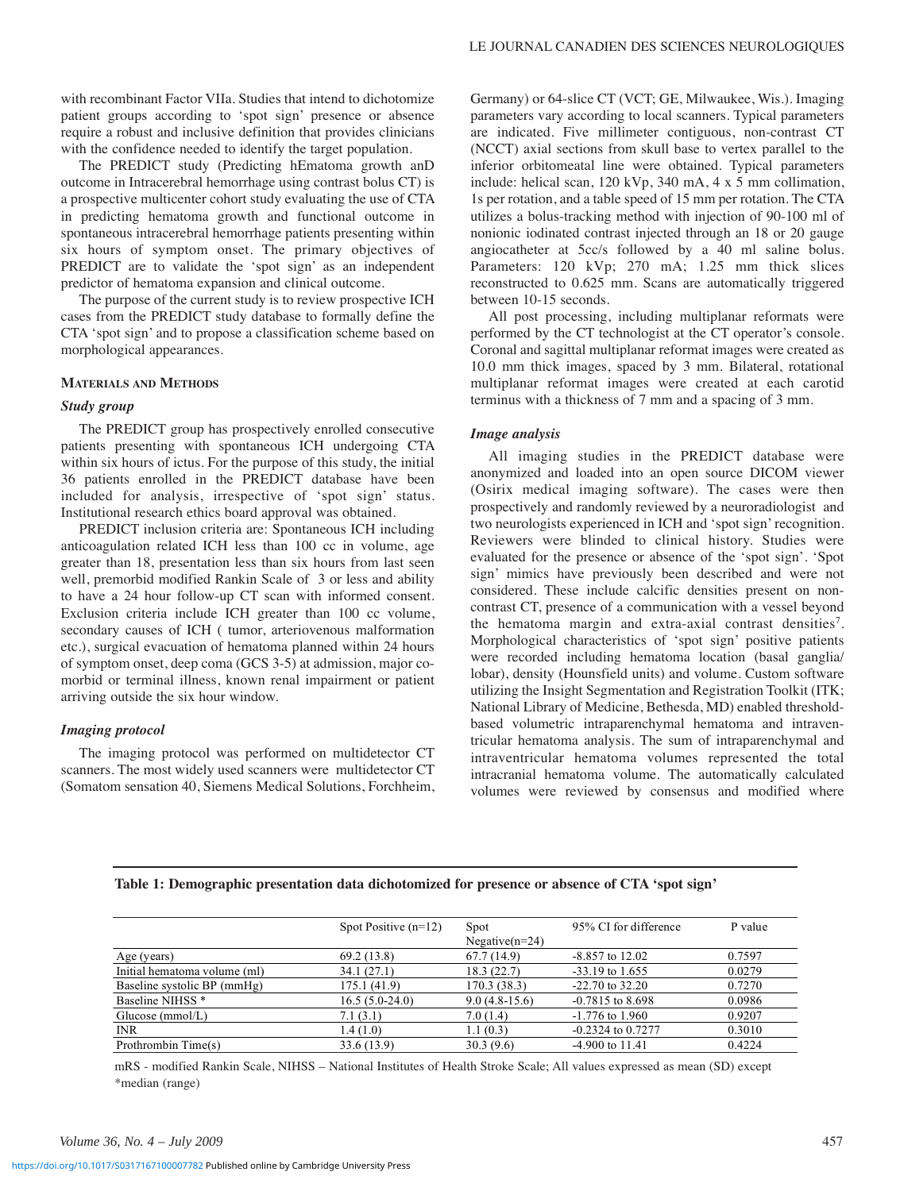with recombinant Factor VIIa. Studies that intend to dichotomize patient groups according to 'spot sign' presence or absence require a robust and inclusive definition that provides clinicians with the confidence needed to identify the target population.

The PREDICT study (Predicting hEmatoma growth anD outcome in Intracerebral hemorrhage using contrast bolus CT) is a prospective multicenter cohort study evaluating the use of CTA in predicting hematoma growth and functional outcome in spontaneous intracerebral hemorrhage patients presenting within six hours of symptom onset. The primary objectives of PREDICT are to validate the 'spot sign' as an independent predictor of hematoma expansion and clinical outcome.

The purpose of the current study is to review prospective ICH cases from the PREDICT study database to formally define the CTA 'spot sign' and to propose a classification scheme based on morphological appearances.

## Materials and Methods

### *Study group*

The PREDICT group has prospectively enrolled consecutive patients presenting with spontaneous ICH undergoing CTA within six hours of ictus. For the purpose of this study, the initial 36 patients enrolled in the PREDICT database have been included for analysis, irrespective of 'spot sign' status. Institutional research ethics board approval was obtained.

PREDICT inclusion criteria are: Spontaneous ICH including anticoagulation related ICH less than 100 cc in volume, age greater than 18, presentation less than six hours from last seen well, premorbid modified Rankin Scale of 3 or less and ability to have a 24 hour follow-up CT scan with informed consent. Exclusion criteria include ICH greater than 100 cc volume, secondary causes of ICH ( tumor, arteriovenous malformation etc.), surgical evacuation of hematoma planned within 24 hours of symptom onset, deep coma (GCS 3-5) at admission, major co-morbid or terminal illness, known renal impairment or patient arriving outside the six hour window.

### *Imaging protocol*

The imaging protocol was performed on multidetector CT scanners. The most widely used scanners were multidetector CT (Somatom sensation 40, Siemens Medical Solutions, Forchheim, Germany) or 64-slice CT (VCT; GE, Milwaukee, Wis.). Imaging parameters vary according to local scanners. Typical parameters are indicated. Five millimeter contiguous, non-contrast CT (NCCT) axial sections from skull base to vertex parallel to the inferior orbitomeatal line were obtained. Typical parameters include: helical scan, 120 kVp, 340 mA, 4 x 5 mm collimation, 1s per rotation, and a table speed of 15 mm per rotation. The CTA utilizes a bolus-tracking method with injection of 90-100 ml of nonionic iodinated contrast injected through an 18 or 20 gauge angiocatheter at 5cc/s followed by a 40 ml saline bolus. Parameters: 120 kVp; 270 mA; 1.25 mm thick slices reconstructed to 0.625 mm. Scans are automatically triggered between 10-15 seconds.

All post processing, including multiplanar reformats were performed by the CT technologist at the CT operator's console. Coronal and sagittal multiplanar reformat images were created as 10.0 mm thick images, spaced by 3 mm. Bilateral, rotational multiplanar reformat images were created at each carotid terminus with a thickness of 7 mm and a spacing of 3 mm.

### *Image analysis*

All imaging studies in the PREDICT database were anonymized and loaded into an open source DICOM viewer (Osirix medical imaging software). The cases were then prospectively and randomly reviewed by a neuroradiologist and two neurologists experienced in ICH and 'spot sign' recognition. Reviewers were blinded to clinical history. Studies were evaluated for the presence or absence of the 'spot sign'. 'Spot sign' mimics have previously been described and were not considered. These include calcific densities present on non-contrast CT, presence of a communication with a vessel beyond the hematoma margin and extra-axial contrast densities[7]. Morphological characteristics of 'spot sign' positive patients were recorded including hematoma location (basal ganglia/ lobar), density (Hounsfield units) and volume. Custom software utilizing the Insight Segmentation and Registration Toolkit (ITK; National Library of Medicine, Bethesda, MD) enabled threshold-based volumetric intraparenchymal hematoma and intraventricular hematoma analysis. The sum of intraparenchymal and intraventricular hematoma volumes represented the total intracranial hematoma volume. The automatically calculated volumes were reviewed by consensus and modified where

**Table 1: Demographic presentation data dichotomized for presence or absence of CTA 'spot sign'**

| | Spot Positive (n=12) | Spot Negative(n=24) | 95% CI for difference | P value |
|---|---|---|---|---|
| Age (years) | 69.2 (13.8) | 67.7 (14.9) | -8.857 to 12.02 | 0.7597 |
| Initial hematoma volume (ml) | 34.1 (27.1) | 18.3 (22.7) | -33.19 to 1.655 | 0.0279 |
| Baseline systolic BP (mmHg) | 175.1 (41.9) | 170.3 (38.3) | -22.70 to 32.20 | 0.7270 |
| Baseline NIHSS * | 16.5 (5.0-24.0) | 9.0 (4.8-15.6) | -0.7815 to 8.698 | 0.0986 |
| Glucose (mmol/L) | 7.1 (3.1) | 7.0 (1.4) | -1.776 to 1.960 | 0.9207 |
| INR | 1.4 (1.0) | 1.1 (0.3) | -0.2324 to 0.7277 | 0.3010 |
| Prothrombin Time(s) | 33.6 (13.9) | 30.3 (9.6) | -4.900 to 11.41 | 0.4224 |

mRS - modified Rankin Scale, NIHSS – National Institutes of Health Stroke Scale; All values expressed as mean (SD) except *median (range)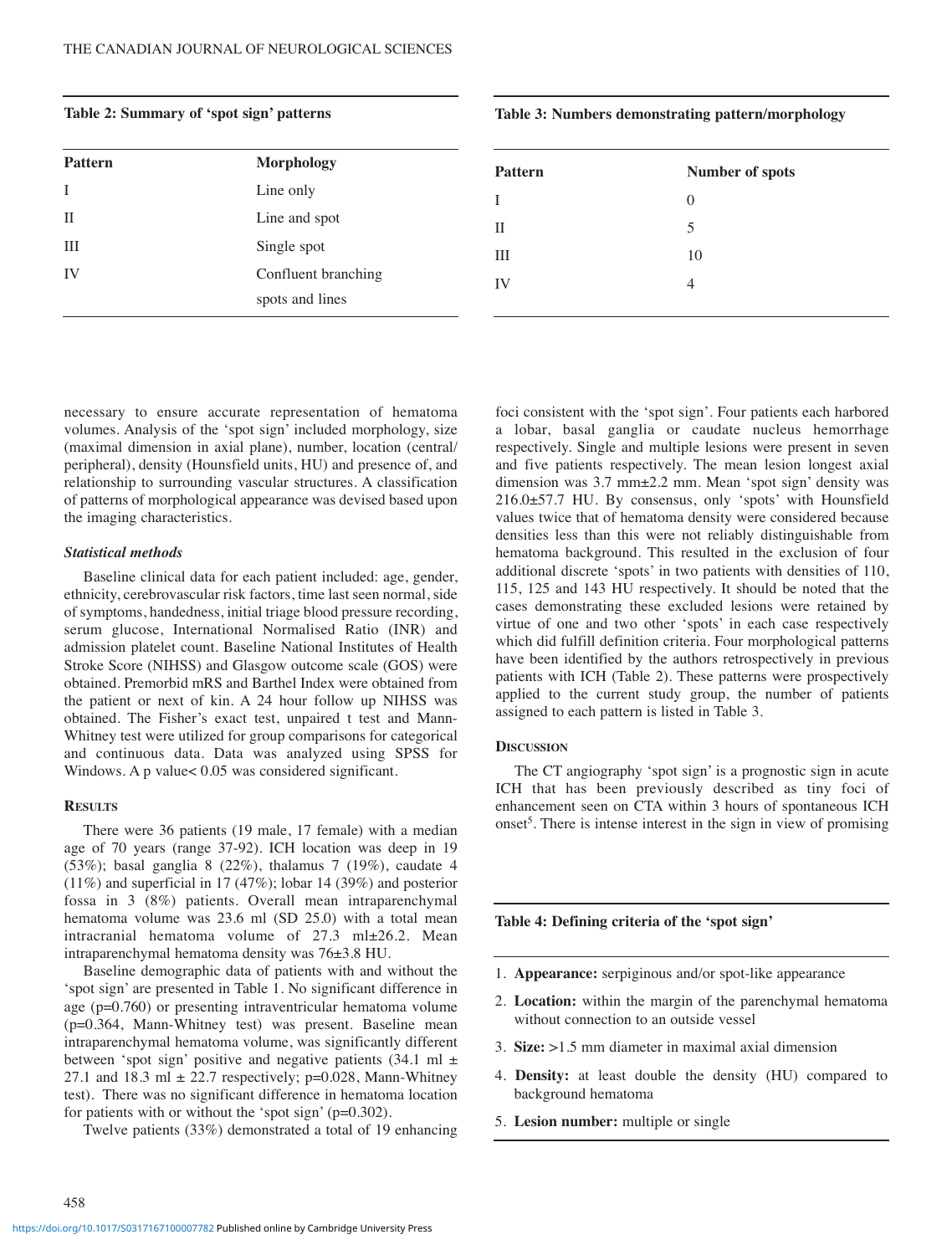**Table 2: Summary of 'spot sign' patterns**

| Pattern | Morphology |
|---|---|
| I | Line only |
| II | Line and spot |
| III | Single spot |
| IV | Confluent branching spots and lines |

**Table 3: Numbers demonstrating pattern/morphology**

| Pattern | Number of spots |
|---|---|
| I | 0 |
| II | 5 |
| III | 10 |
| IV | 4 |

necessary to ensure accurate representation of hematoma volumes. Analysis of the 'spot sign' included morphology, size (maximal dimension in axial plane), number, location (central/ peripheral), density (Hounsfield units, HU) and presence of, and relationship to surrounding vascular structures. A classification of patterns of morphological appearance was devised based upon the imaging characteristics.

### *Statistical methods*

Baseline clinical data for each patient included: age, gender, ethnicity, cerebrovascular risk factors, time last seen normal, side of symptoms, handedness, initial triage blood pressure recording, serum glucose, International Normalised Ratio (INR) and admission platelet count. Baseline National Institutes of Health Stroke Score (NIHSS) and Glasgow outcome scale (GOS) were obtained. Premorbid mRS and Barthel Index were obtained from the patient or next of kin. A 24 hour follow up NIHSS was obtained. The Fisher's exact test, unpaired t test and Mann-Whitney test were utilized for group comparisons for categorical and continuous data. Data was analyzed using SPSS for Windows. A p value< 0.05 was considered significant.

## Results

There were 36 patients (19 male, 17 female) with a median age of 70 years (range 37-92). ICH location was deep in 19 (53%); basal ganglia 8 (22%), thalamus 7 (19%), caudate 4 (11%) and superficial in 17 (47%); lobar 14 (39%) and posterior fossa in 3 (8%) patients. Overall mean intraparenchymal hematoma volume was 23.6 ml (SD 25.0) with a total mean intracranial hematoma volume of 27.3 ml±26.2. Mean intraparenchymal hematoma density was 76±3.8 HU.

Baseline demographic data of patients with and without the 'spot sign' are presented in Table 1. No significant difference in age (p=0.760) or presenting intraventricular hematoma volume (p=0.364, Mann-Whitney test) was present. Baseline mean intraparenchymal hematoma volume, was significantly different between 'spot sign' positive and negative patients (34.1 ml ± 27.1 and 18.3 ml ± 22.7 respectively; p=0.028, Mann-Whitney test). There was no significant difference in hematoma location for patients with or without the 'spot sign' (p=0.302).

Twelve patients (33%) demonstrated a total of 19 enhancing foci consistent with the 'spot sign'. Four patients each harbored a lobar, basal ganglia or caudate nucleus hemorrhage respectively. Single and multiple lesions were present in seven and five patients respectively. The mean lesion longest axial dimension was 3.7 mm±2.2 mm. Mean 'spot sign' density was 216.0±57.7 HU. By consensus, only 'spots' with Hounsfield values twice that of hematoma density were considered because densities less than this were not reliably distinguishable from hematoma background. This resulted in the exclusion of four additional discrete 'spots' in two patients with densities of 110, 115, 125 and 143 HU respectively. It should be noted that the cases demonstrating these excluded lesions were retained by virtue of one and two other 'spots' in each case respectively which did fulfill definition criteria. Four morphological patterns have been identified by the authors retrospectively in previous patients with ICH (Table 2). These patterns were prospectively applied to the current study group, the number of patients assigned to each pattern is listed in Table 3.

## Discussion

The CT angiography 'spot sign' is a prognostic sign in acute ICH that has been previously described as tiny foci of enhancement seen on CTA within 3 hours of spontaneous ICH onset[5]. There is intense interest in the sign in view of promising

**Table 4: Defining criteria of the 'spot sign'**

1. **Appearance:** serpiginous and/or spot-like appearance
2. **Location:** within the margin of the parenchymal hematoma without connection to an outside vessel
3. **Size:** >1.5 mm diameter in maximal axial dimension
4. **Density:** at least double the density (HU) compared to background hematoma
5. **Lesion number:** multiple or single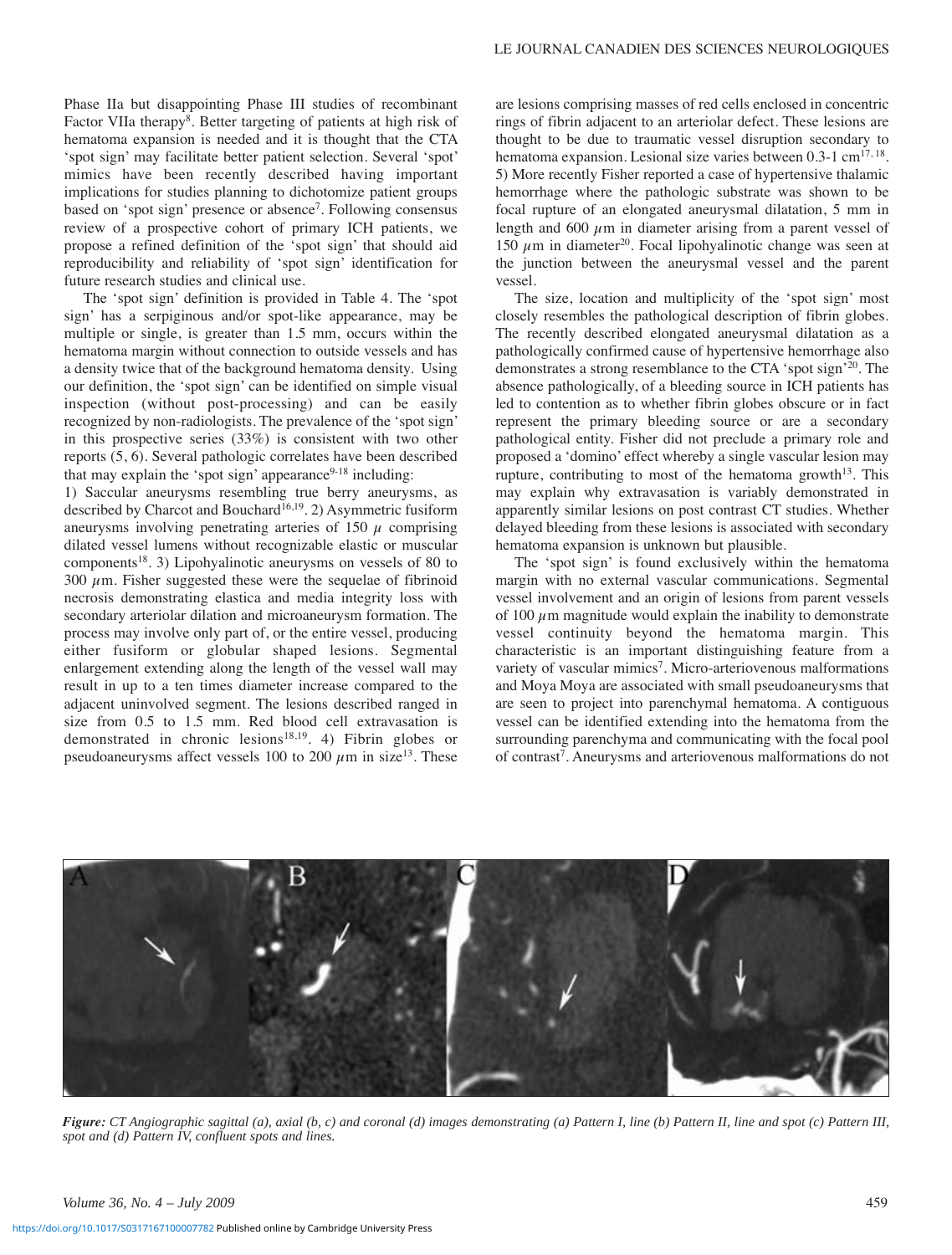Phase IIa but disappointing Phase III studies of recombinant Factor VIIa therapy[8]. Better targeting of patients at high risk of hematoma expansion is needed and it is thought that the CTA 'spot sign' may facilitate better patient selection. Several 'spot' mimics have been recently described having important implications for studies planning to dichotomize patient groups based on 'spot sign' presence or absence[7]. Following consensus review of a prospective cohort of primary ICH patients, we propose a refined definition of the 'spot sign' that should aid reproducibility and reliability of 'spot sign' identification for future research studies and clinical use.

The 'spot sign' definition is provided in Table 4. The 'spot sign' has a serpiginous and/or spot-like appearance, may be multiple or single, is greater than 1.5 mm, occurs within the hematoma margin without connection to outside vessels and has a density twice that of the background hematoma density. Using our definition, the 'spot sign' can be identified on simple visual inspection (without post-processing) and can be easily recognized by non-radiologists. The prevalence of the 'spot sign' in this prospective series (33%) is consistent with two other reports (5, 6). Several pathologic correlates have been described that may explain the 'spot sign' appearance[9-18] including:

1) Saccular aneurysms resembling true berry aneurysms, as described by Charcot and Bouchard[16,19]. 2) Asymmetric fusiform aneurysms involving penetrating arteries of 150 $\mu$ comprising dilated vessel lumens without recognizable elastic or muscular components[18]. 3) Lipohyalinotic aneurysms on vessels of 80 to 300 $\mu$m. Fisher suggested these were the sequelae of fibrinoid necrosis demonstrating elastica and media integrity loss with secondary arteriolar dilation and microaneurysm formation. The process may involve only part of, or the entire vessel, producing either fusiform or globular shaped lesions. Segmental enlargement extending along the length of the vessel wall may result in up to a ten times diameter increase compared to the adjacent uninvolved segment. The lesions described ranged in size from 0.5 to 1.5 mm. Red blood cell extravasation is demonstrated in chronic lesions[18,19]. 4) Fibrin globes or pseudoaneurysms affect vessels 100 to 200 $\mu$m in size[13]. These are lesions comprising masses of red cells enclosed in concentric rings of fibrin adjacent to an arteriolar defect. These lesions are thought to be due to traumatic vessel disruption secondary to hematoma expansion. Lesional size varies between 0.3-1 cm[17, 18]. 5) More recently Fisher reported a case of hypertensive thalamic hemorrhage where the pathologic substrate was shown to be focal rupture of an elongated aneurysmal dilatation, 5 mm in length and 600 $\mu$m in diameter arising from a parent vessel of 150 $\mu$m in diameter[20]. Focal lipohyalinotic change was seen at the junction between the aneurysmal vessel and the parent vessel.

The size, location and multiplicity of the 'spot sign' most closely resembles the pathological description of fibrin globes. The recently described elongated aneurysmal dilatation as a pathologically confirmed cause of hypertensive hemorrhage also demonstrates a strong resemblance to the CTA 'spot sign'[20]. The absence pathologically, of a bleeding source in ICH patients has led to contention as to whether fibrin globes obscure or in fact represent the primary bleeding source or are a secondary pathological entity. Fisher did not preclude a primary role and proposed a 'domino' effect whereby a single vascular lesion may rupture, contributing to most of the hematoma growth[13]. This may explain why extravasation is variably demonstrated in apparently similar lesions on post contrast CT studies. Whether delayed bleeding from these lesions is associated with secondary hematoma expansion is unknown but plausible.

The 'spot sign' is found exclusively within the hematoma margin with no external vascular communications. Segmental vessel involvement and an origin of lesions from parent vessels of 100 $\mu$m magnitude would explain the inability to demonstrate vessel continuity beyond the hematoma margin. This characteristic is an important distinguishing feature from a variety of vascular mimics[7]. Micro-arteriovenous malformations and Moya Moya are associated with small pseudoaneurysms that are seen to project into parenchymal hematoma. A contiguous vessel can be identified extending into the hematoma from the surrounding parenchyma and communicating with the focal pool of contrast[7]. Aneurysms and arteriovenous malformations do not

*Figure: CT Angiographic sagittal (a), axial (b, c) and coronal (d) images demonstrating (a) Pattern I, line (b) Pattern II, line and spot (c) Pattern III, spot and (d) Pattern IV, confluent spots and lines.*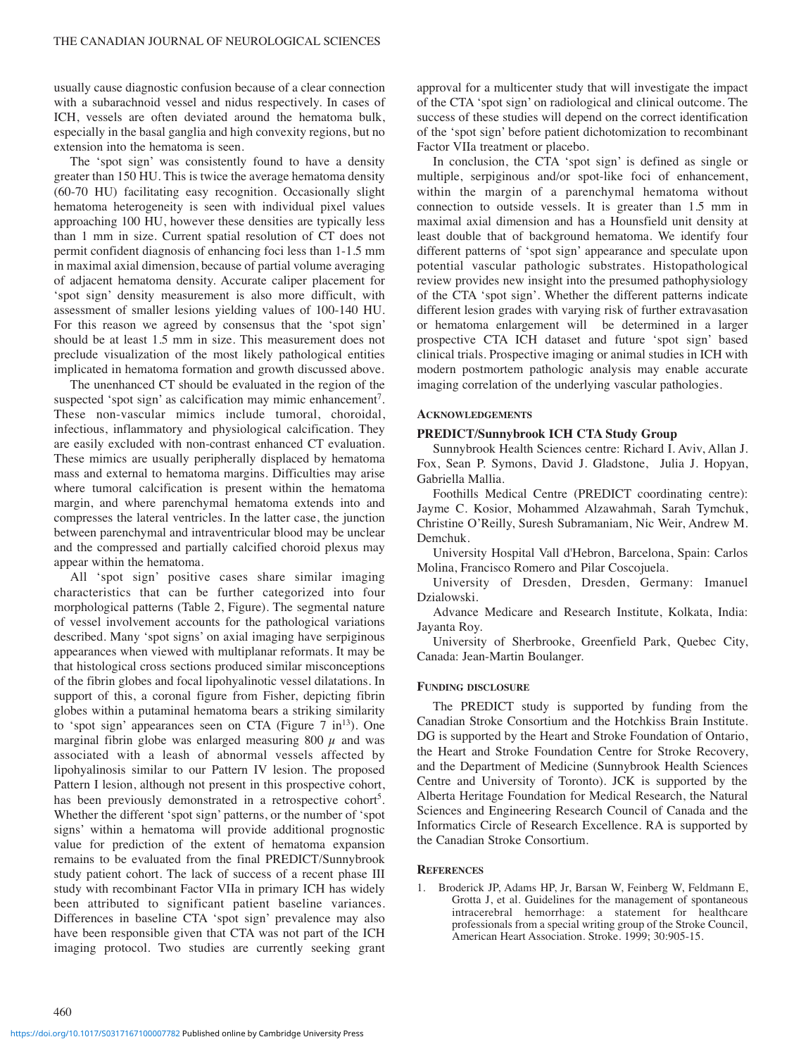usually cause diagnostic confusion because of a clear connection with a subarachnoid vessel and nidus respectively. In cases of ICH, vessels are often deviated around the hematoma bulk, especially in the basal ganglia and high convexity regions, but no extension into the hematoma is seen.

The 'spot sign' was consistently found to have a density greater than 150 HU. This is twice the average hematoma density (60-70 HU) facilitating easy recognition. Occasionally slight hematoma heterogeneity is seen with individual pixel values approaching 100 HU, however these densities are typically less than 1 mm in size. Current spatial resolution of CT does not permit confident diagnosis of enhancing foci less than 1-1.5 mm in maximal axial dimension, because of partial volume averaging of adjacent hematoma density. Accurate caliper placement for 'spot sign' density measurement is also more difficult, with assessment of smaller lesions yielding values of 100-140 HU. For this reason we agreed by consensus that the 'spot sign' should be at least 1.5 mm in size. This measurement does not preclude visualization of the most likely pathological entities implicated in hematoma formation and growth discussed above.

The unenhanced CT should be evaluated in the region of the suspected 'spot sign' as calcification may mimic enhancement[7]. These non-vascular mimics include tumoral, choroidal, infectious, inflammatory and physiological calcification. They are easily excluded with non-contrast enhanced CT evaluation. These mimics are usually peripherally displaced by hematoma mass and external to hematoma margins. Difficulties may arise where tumoral calcification is present within the hematoma margin, and where parenchymal hematoma extends into and compresses the lateral ventricles. In the latter case, the junction between parenchymal and intraventricular blood may be unclear and the compressed and partially calcified choroid plexus may appear within the hematoma.

All 'spot sign' positive cases share similar imaging characteristics that can be further categorized into four morphological patterns (Table 2, Figure). The segmental nature of vessel involvement accounts for the pathological variations described. Many 'spot signs' on axial imaging have serpiginous appearances when viewed with multiplanar reformats. It may be that histological cross sections produced similar misconceptions of the fibrin globes and focal lipohyalinotic vessel dilatations. In support of this, a coronal figure from Fisher, depicting fibrin globes within a putaminal hematoma bears a striking similarity to 'spot sign' appearances seen on CTA (Figure 7 in[13]). One marginal fibrin globe was enlarged measuring 800 $\mu$ and was associated with a leash of abnormal vessels affected by lipohyalinosis similar to our Pattern IV lesion. The proposed Pattern I lesion, although not present in this prospective cohort, has been previously demonstrated in a retrospective cohort[5]. Whether the different 'spot sign' patterns, or the number of 'spot signs' within a hematoma will provide additional prognostic value for prediction of the extent of hematoma expansion remains to be evaluated from the final PREDICT/Sunnybrook study patient cohort. The lack of success of a recent phase III study with recombinant Factor VIIa in primary ICH has widely been attributed to significant patient baseline variances. Differences in baseline CTA 'spot sign' prevalence may also have been responsible given that CTA was not part of the ICH imaging protocol. Two studies are currently seeking grant approval for a multicenter study that will investigate the impact of the CTA 'spot sign' on radiological and clinical outcome. The success of these studies will depend on the correct identification of the 'spot sign' before patient dichotomization to recombinant Factor VIIa treatment or placebo.

In conclusion, the CTA 'spot sign' is defined as single or multiple, serpiginous and/or spot-like foci of enhancement, within the margin of a parenchymal hematoma without connection to outside vessels. It is greater than 1.5 mm in maximal axial dimension and has a Hounsfield unit density at least double that of background hematoma. We identify four different patterns of 'spot sign' appearance and speculate upon potential vascular pathologic substrates. Histopathological review provides new insight into the presumed pathophysiology of the CTA 'spot sign'. Whether the different patterns indicate different lesion grades with varying risk of further extravasation or hematoma enlargement will be determined in a larger prospective CTA ICH dataset and future 'spot sign' based clinical trials. Prospective imaging or animal studies in ICH with modern postmortem pathologic analysis may enable accurate imaging correlation of the underlying vascular pathologies.

## Acknowledgements

### PREDICT/Sunnybrook ICH CTA Study Group

Sunnybrook Health Sciences centre: Richard I. Aviv, Allan J. Fox, Sean P. Symons, David J. Gladstone, Julia J. Hopyan, Gabriella Mallia.

Foothills Medical Centre (PREDICT coordinating centre): Jayme C. Kosior, Mohammed Alzawahmah, Sarah Tymchuk, Christine O'Reilly, Suresh Subramaniam, Nic Weir, Andrew M. Demchuk.

University Hospital Vall d'Hebron, Barcelona, Spain: Carlos Molina, Francisco Romero and Pilar Coscojuela.

University of Dresden, Dresden, Germany: Imanuel Dzialowski.

Advance Medicare and Research Institute, Kolkata, India: Jayanta Roy.

University of Sherbrooke, Greenfield Park, Quebec City, Canada: Jean-Martin Boulanger.

## Funding disclosure

The PREDICT study is supported by funding from the Canadian Stroke Consortium and the Hotchkiss Brain Institute. DG is supported by the Heart and Stroke Foundation of Ontario, the Heart and Stroke Foundation Centre for Stroke Recovery, and the Department of Medicine (Sunnybrook Health Sciences Centre and University of Toronto). JCK is supported by the Alberta Heritage Foundation for Medical Research, the Natural Sciences and Engineering Research Council of Canada and the Informatics Circle of Research Excellence. RA is supported by the Canadian Stroke Consortium.

## References

1. Broderick JP, Adams HP, Jr, Barsan W, Feinberg W, Feldmann E, Grotta J, et al. Guidelines for the management of spontaneous intracerebral hemorrhage: a statement for healthcare professionals from a special writing group of the Stroke Council, American Heart Association. Stroke. 1999; 30:905-15.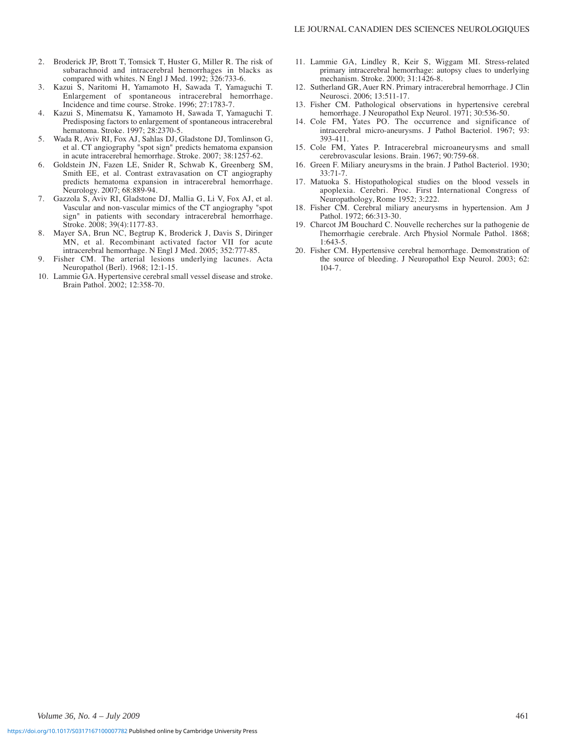2. Broderick JP, Brott T, Tomsick T, Huster G, Miller R. The risk of subarachnoid and intracerebral hemorrhages in blacks as compared with whites. N Engl J Med. 1992; 326:733-6.
3. Kazui S, Naritomi H, Yamamoto H, Sawada T, Yamaguchi T. Enlargement of spontaneous intracerebral hemorrhage. Incidence and time course. Stroke. 1996; 27:1783-7.
4. Kazui S, Minematsu K, Yamamoto H, Sawada T, Yamaguchi T. Predisposing factors to enlargement of spontaneous intracerebral hematoma. Stroke. 1997; 28:2370-5.
5. Wada R, Aviv RI, Fox AJ, Sahlas DJ, Gladstone DJ, Tomlinson G, et al. CT angiography "spot sign" predicts hematoma expansion in acute intracerebral hemorrhage. Stroke. 2007; 38:1257-62.
6. Goldstein JN, Fazen LE, Snider R, Schwab K, Greenberg SM, Smith EE, et al. Contrast extravasation on CT angiography predicts hematoma expansion in intracerebral hemorrhage. Neurology. 2007; 68:889-94.
7. Gazzola S, Aviv RI, Gladstone DJ, Mallia G, Li V, Fox AJ, et al. Vascular and non-vascular mimics of the CT angiography "spot sign" in patients with secondary intracerebral hemorrhage. Stroke. 2008; 39(4):1177-83.
8. Mayer SA, Brun NC, Begtrup K, Broderick J, Davis S, Diringer MN, et al. Recombinant activated factor VII for acute intracerebral hemorrhage. N Engl J Med. 2005; 352:777-85.
9. Fisher CM. The arterial lesions underlying lacunes. Acta Neuropathol (Berl). 1968; 12:1-15.
10. Lammie GA. Hypertensive cerebral small vessel disease and stroke. Brain Pathol. 2002; 12:358-70.
11. Lammie GA, Lindley R, Keir S, Wiggam MI. Stress-related primary intracerebral hemorrhage: autopsy clues to underlying mechanism. Stroke. 2000; 31:1426-8.
12. Sutherland GR, Auer RN. Primary intracerebral hemorrhage. J Clin Neurosci. 2006; 13:511-17.
13. Fisher CM. Pathological observations in hypertensive cerebral hemorrhage. J Neuropathol Exp Neurol. 1971; 30:536-50.
14. Cole FM, Yates PO. The occurrence and significance of intracerebral micro-aneurysms. J Pathol Bacteriol. 1967; 93: 393-411.
15. Cole FM, Yates P. Intracerebral microaneurysms and small cerebrovascular lesions. Brain. 1967; 90:759-68.
16. Green F. Miliary aneurysms in the brain. J Pathol Bacteriol. 1930; 33:71-7.
17. Matuoka S. Histopathological studies on the blood vessels in apoplexia. Cerebri. Proc. First International Congress of Neuropathology, Rome 1952; 3:222.
18. Fisher CM. Cerebral miliary aneurysms in hypertension. Am J Pathol. 1972; 66:313-30.
19. Charcot JM Bouchard C. Nouvelle recherches sur la pathogenie de l'hemorrhagie cerebrale. Arch Physiol Normale Pathol. 1868; 1:643-5.
20. Fisher CM. Hypertensive cerebral hemorrhage. Demonstration of the source of bleeding. J Neuropathol Exp Neurol. 2003; 62: 104-7.